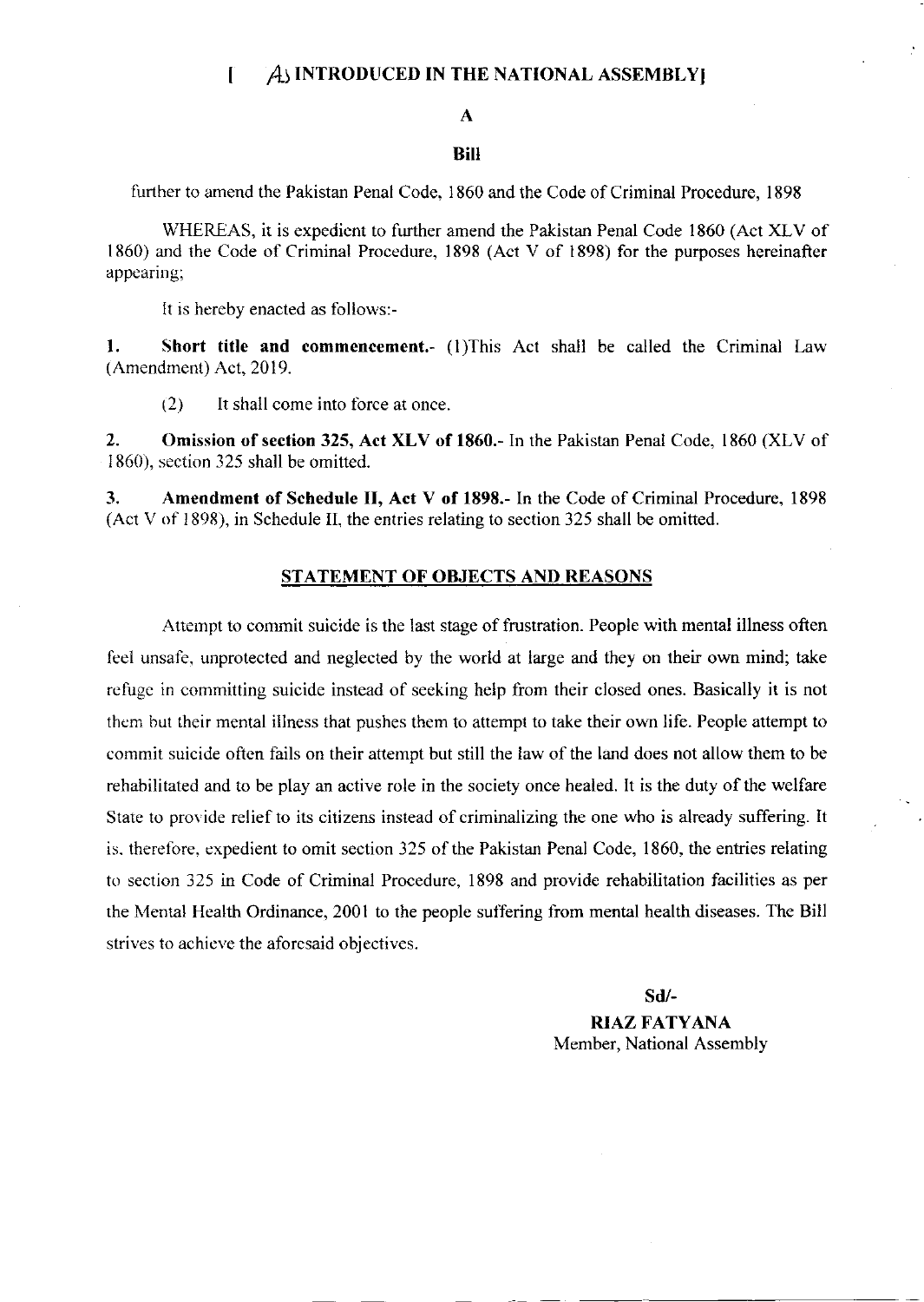[ AS INTRODUCED IN THE NATIONAL ASSEMBLY]

# A

# Bill

further to amend the Pakistan Penal Code, 1860 and the Code of Criminal Procedure, 1898

WHEREAS, it is expedient to further amend the Pakistan Penal Code 1860 (Act XLV of 1860) and the Code of Criminal Procedure, 1898 (Act V of 1898) for the purposes hereinafter appearing;

It is hereby enacted as follows:-

**1. Short title and commencement.**- (1)This Act shall be called the Criminal Law (Amendment) Act, 2019.

(2) It shall come into force at once.

**2. Omission of section 325, Act XLV of 1860.**- In the Pakistan Penal Code, 1860 (XLV of 1860), section 325 shall be omitted.

**3. Amendment of Schedule II, Act V of 1898.**- In the Code of Criminal Procedure, 1898 (Act V of 1898), in Schedule II, the entries relating to section 325 shall be omitted.

## STATEMENT OF OBJECTS AND REASONS

Attempt to commit suicide is the last stage of frustration. People with mental illness often feel unsafe, unprotected and neglected by the world at large and they on their own mind; take refuge in committing suicide instead of seeking help from their closed ones. Basically it is not them but their mental illness that pushes them to attempt to take their own life. People attempt to commit suicide often fails on their attempt but still the law of the land does not allow them to be rehabilitated and to be play an active role in the society once healed. It is the duty of the welfare State to provide relief to its citizens instead of criminalizing the one who is already suffering. It is, therefore, expedient to omit section 325 of the Pakistan Penal Code, 1860, the entries relating to section 325 in Code of Criminal Procedure, 1898 and provide rehabilitation facilities as per the Mental Health Ordinance, 2001 to the people suffering from mental health diseases. The Bill strives to achieve the aforesaid objectives.

**Sd/-**

**RIAZ FATYANA**
Member, National Assembly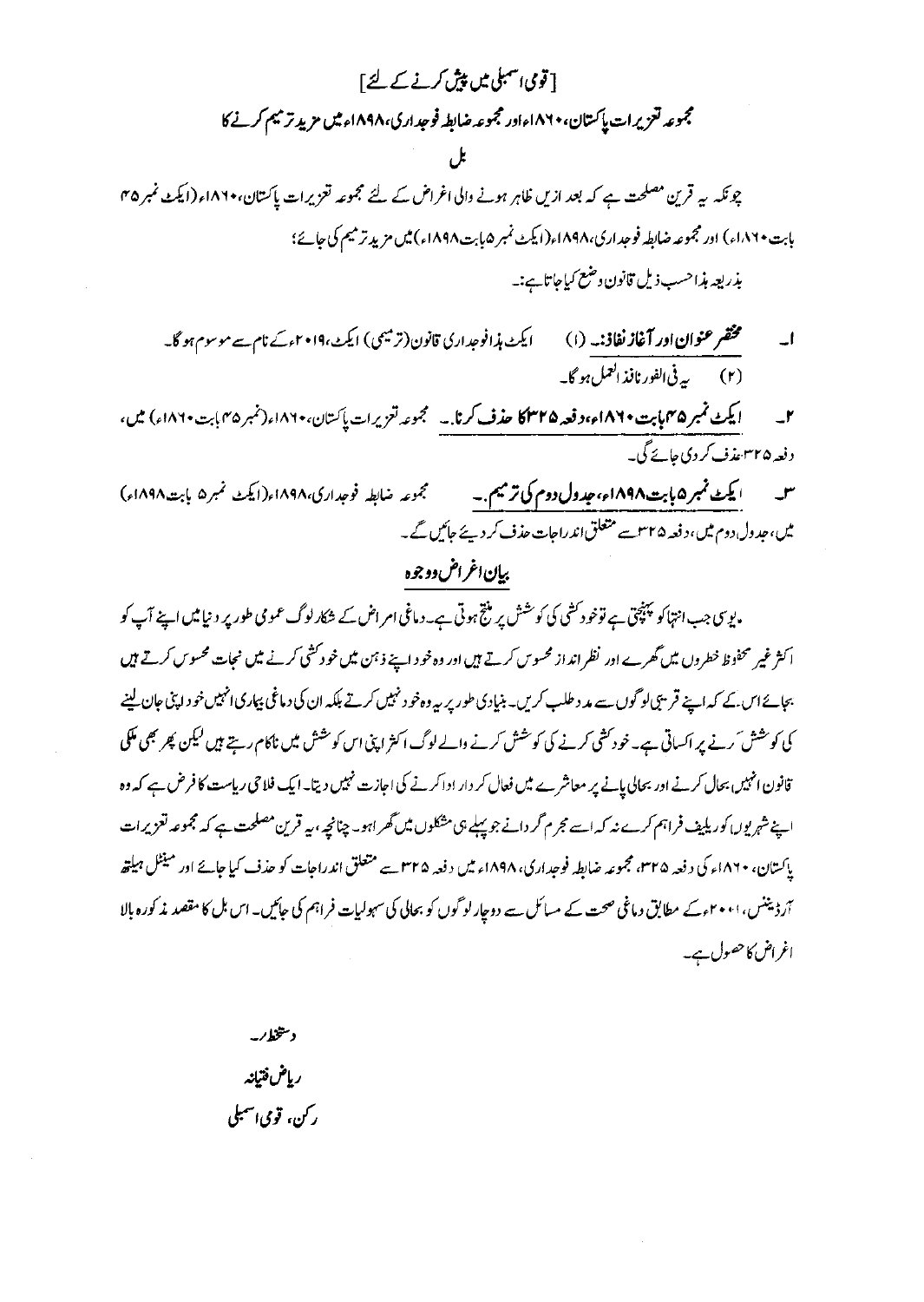[قومی اسمبلی میں پیش کرنے کے لئے]

# مجموعہ تعزیرات پاکستان، ۱۸۶۰ء اور مجموعہ ضابطہ فوجداری، ۱۸۹۸ء میں مزید ترمیم کرنے کا

## بل

چونکہ یہ قرین مصلحت ہے کہ بعد ازیں ظاہر ہونے والی اغراض کے لئے مجموعہ تعزیرات پاکستان، ۱۸۶۰ء (ایکٹ نمبر ۴۵ بابت ۱۸۶۰ء) اور مجموعہ ضابطہ فوجداری، ۱۸۹۸ء (ایکٹ نمبر ۵ بابت ۱۸۹۸ء) میں مزید ترمیم کی جائے؛

بذریعہ ہذا حسب ذیل قانون وضع کیا جاتا ہے:۔

۱۔ **مختصر عنوان اور آغاز نفاذ:۔** (۱) ایکٹ ہذا فوجداری قانون (ترمیمی) ایکٹ، ۲۰۱۹ء کے نام سے موسوم ہو گا۔

(۲) یہ فی الفور نافذ العمل ہو گا۔

۲۔ **ایکٹ نمبر ۴۵ بابت ۱۸۶۰ء، دفعہ ۳۲۵ کا حذف کرنا۔** مجموعہ تعزیرات پاکستان، ۱۸۶۰ء (نمبر ۴۵ بابت ۱۸۶۰ء) میں، دفعہ ۳۲۵ حذف کر دی جائے گی۔

۳۔ **ایکٹ نمبر ۵ بابت ۱۸۹۸ء، جدول دوم کی ترمیم۔** مجموعہ ضابطہ فوجداری، ۱۸۹۸ء (ایکٹ نمبر ۵ بابت ۱۸۹۸ء) میں، جدول دوم میں، دفعہ ۳۲۵ سے متعلق اندراجات حذف کر دیئے جائیں گے۔

## بیان اغراض و وجوہ

۔یوسی جب انتہا کو پہنچتی ہے تو خودکشی کی کوشش پر منتج ہوتی ہے۔ دماغی امراض کے شکار لوگ عمومی طور پر دنیا میں اپنے آپ کو اکثر غیر محفوظ خطروں میں گھرے اور نظر انداز محسوس کرتے ہیں اور وہ خود اپنے ذہن میں خودکشی کرنے میں نجات محسوس کرتے ہیں بجائے اس کے کہ اپنے قریبی لوگوں سے مدد طلب کریں۔ بنیادی طور پر یہ وہ خود نہیں کرتے بلکہ ان کی دماغی بیماری انہیں خود اپنی جان لینے کی کوشش کرنے پر اکساتی ہے۔ خودکشی کرنے کی کوشش کرنے والے لوگ اکثر اپنی اس کوشش میں ناکام رہتے ہیں لیکن پھر بھی ملکی قانون انہیں بحال کرنے اور بحالی پانے پر معاشرے میں فعال کردار ادا کرنے کی اجازت نہیں دیتا۔ ایک فلاحی ریاست کا فرض ہے کہ وہ اپنے شہریوں کو ریلیف فراہم کرے نہ کہ اسے مجرم گردانے جو پہلے ہی مشکلوں میں گھرا ہو۔ چنانچہ، یہ قرین مصلحت ہے کہ مجموعہ تعزیرات پاکستان، ۱۸۶۰ء کی دفعہ ۳۲۵، مجموعہ ضابطہ فوجداری، ۱۸۹۸ء میں دفعہ ۳۲۵ سے متعلق اندراجات کو حذف کیا جائے اور مینٹل ہیلتھ آرڈیننس، ۲۰۰۱ء کے مطابق دماغی صحت کے مسائل سے دوچار لوگوں کو بحالی کی سہولیات فراہم کی جائیں۔ اس بل کا مقصد مذکورہ بالا اغراض کا حصول ہے۔

دستخط۔

ریاض فتیانہ

رکن، قومی اسمبلی